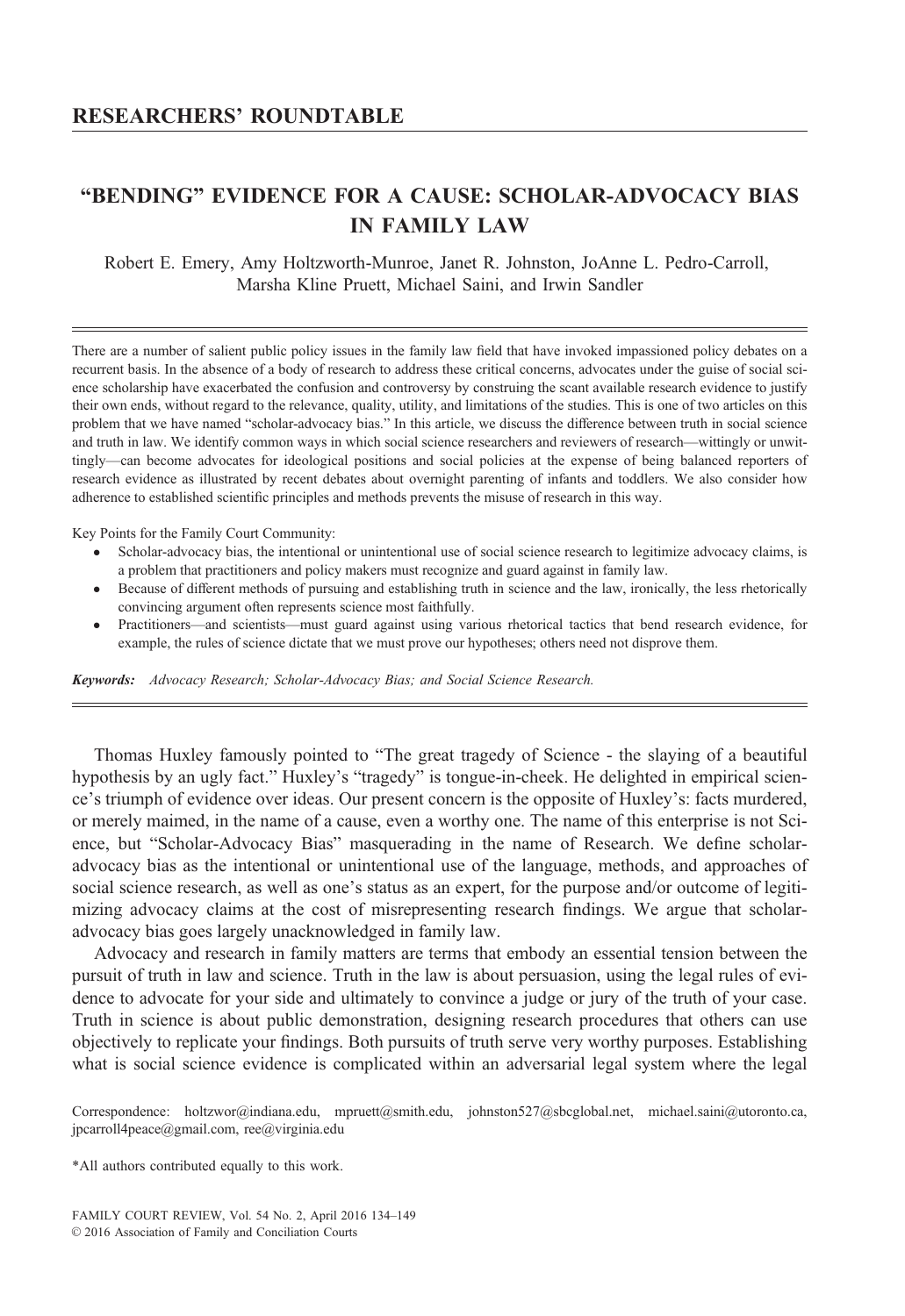## RESEARCHERS' ROUNDTABLE

# "BENDING" EVIDENCE FOR A CAUSE: SCHOLAR-ADVOCACY BIAS IN FAMILY LAW

Robert E. Emery, Amy Holtzworth-Munroe, Janet R. Johnston, JoAnne L. Pedro-Carroll, Marsha Kline Pruett, Michael Saini, and Irwin Sandler

There are a number of salient public policy issues in the family law field that have invoked impassioned policy debates on a recurrent basis. In the absence of a body of research to address these critical concerns, advocates under the guise of social science scholarship have exacerbated the confusion and controversy by construing the scant available research evidence to justify their own ends, without regard to the relevance, quality, utility, and limitations of the studies. This is one of two articles on this problem that we have named "scholar-advocacy bias." In this article, we discuss the difference between truth in social science and truth in law. We identify common ways in which social science researchers and reviewers of research—wittingly or unwittingly—can become advocates for ideological positions and social policies at the expense of being balanced reporters of research evidence as illustrated by recent debates about overnight parenting of infants and toddlers. We also consider how adherence to established scientific principles and methods prevents the misuse of research in this way.

Key Points for the Family Court Community:

- Scholar-advocacy bias, the intentional or unintentional use of social science research to legitimize advocacy claims, is a problem that practitioners and policy makers must recognize and guard against in family law.
- Because of different methods of pursuing and establishing truth in science and the law, ironically, the less rhetorically convincing argument often represents science most faithfully.
- Practitioners—and scientists—must guard against using various rhetorical tactics that bend research evidence, for example, the rules of science dictate that we must prove our hypotheses; others need not disprove them.

*Keywords:* *Advocacy Research; Scholar-Advocacy Bias; and Social Science Research.*

Thomas Huxley famously pointed to "The great tragedy of Science - the slaying of a beautiful hypothesis by an ugly fact." Huxley's "tragedy" is tongue-in-cheek. He delighted in empirical science's triumph of evidence over ideas. Our present concern is the opposite of Huxley's: facts murdered, or merely maimed, in the name of a cause, even a worthy one. The name of this enterprise is not Science, but "Scholar-Advocacy Bias" masquerading in the name of Research. We define scholar-advocacy bias as the intentional or unintentional use of the language, methods, and approaches of social science research, as well as one's status as an expert, for the purpose and/or outcome of legitimizing advocacy claims at the cost of misrepresenting research findings. We argue that scholar-advocacy bias goes largely unacknowledged in family law.

Advocacy and research in family matters are terms that embody an essential tension between the pursuit of truth in law and science. Truth in the law is about persuasion, using the legal rules of evidence to advocate for your side and ultimately to convince a judge or jury of the truth of your case. Truth in science is about public demonstration, designing research procedures that others can use objectively to replicate your findings. Both pursuits of truth serve very worthy purposes. Establishing what is social science evidence is complicated within an adversarial legal system where the legal

Correspondence: holtzwor@indiana.edu, mpruett@smith.edu, johnston527@sbcglobal.net, michael.saini@utoronto.ca, jpcarroll4peace@gmail.com, ree@virginia.edu

*All authors contributed equally to this work.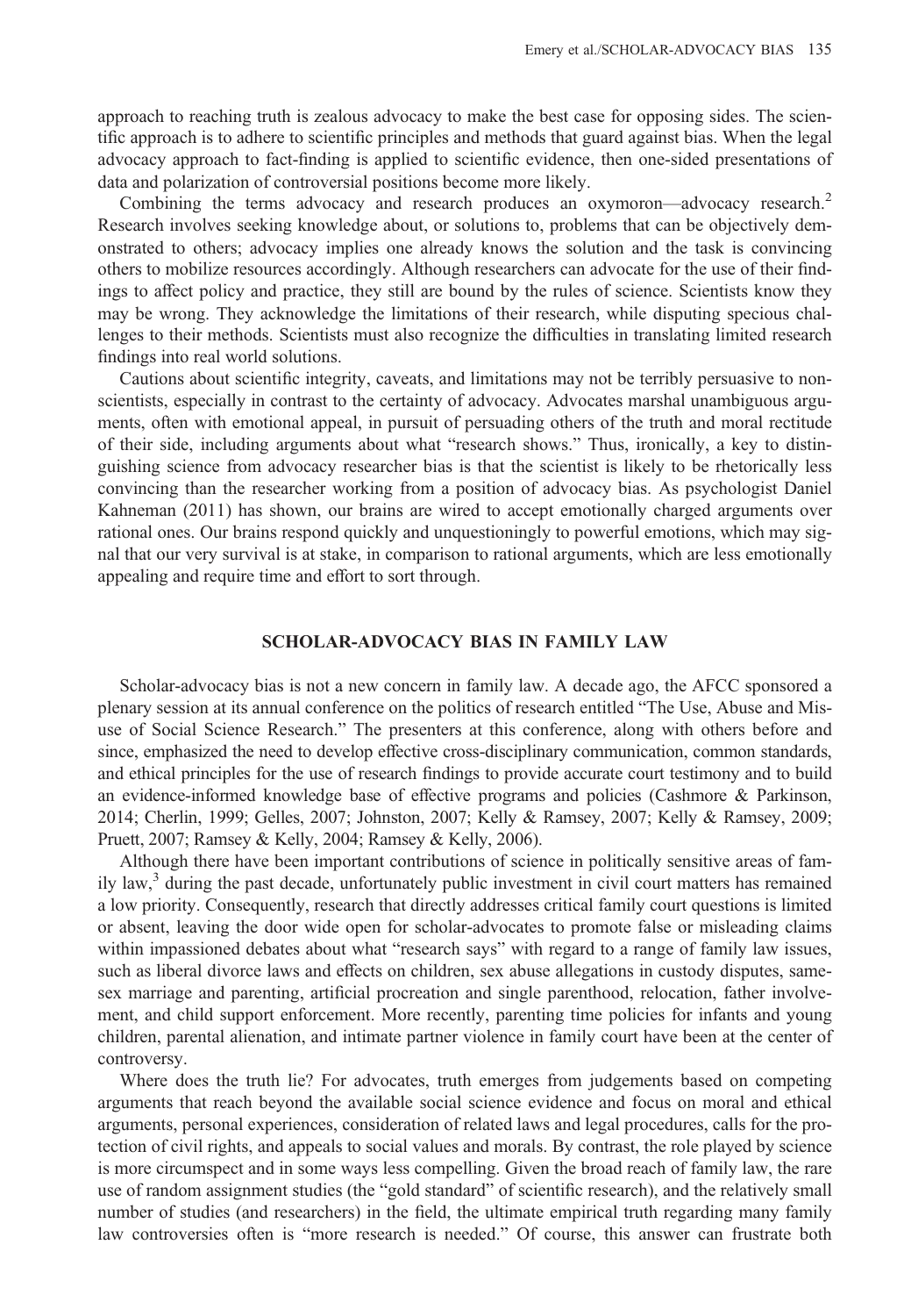approach to reaching truth is zealous advocacy to make the best case for opposing sides. The scientific approach is to adhere to scientific principles and methods that guard against bias. When the legal advocacy approach to fact-finding is applied to scientific evidence, then one-sided presentations of data and polarization of controversial positions become more likely.

Combining the terms advocacy and research produces an oxymoron—advocacy research.[2] Research involves seeking knowledge about, or solutions to, problems that can be objectively demonstrated to others; advocacy implies one already knows the solution and the task is convincing others to mobilize resources accordingly. Although researchers can advocate for the use of their findings to affect policy and practice, they still are bound by the rules of science. Scientists know they may be wrong. They acknowledge the limitations of their research, while disputing specious challenges to their methods. Scientists must also recognize the difficulties in translating limited research findings into real world solutions.

Cautions about scientific integrity, caveats, and limitations may not be terribly persuasive to nonscientists, especially in contrast to the certainty of advocacy. Advocates marshal unambiguous arguments, often with emotional appeal, in pursuit of persuading others of the truth and moral rectitude of their side, including arguments about what "research shows." Thus, ironically, a key to distinguishing science from advocacy researcher bias is that the scientist is likely to be rhetorically less convincing than the researcher working from a position of advocacy bias. As psychologist Daniel Kahneman (2011) has shown, our brains are wired to accept emotionally charged arguments over rational ones. Our brains respond quickly and unquestioningly to powerful emotions, which may signal that our very survival is at stake, in comparison to rational arguments, which are less emotionally appealing and require time and effort to sort through.

## SCHOLAR-ADVOCACY BIAS IN FAMILY LAW

Scholar-advocacy bias is not a new concern in family law. A decade ago, the AFCC sponsored a plenary session at its annual conference on the politics of research entitled "The Use, Abuse and Misuse of Social Science Research." The presenters at this conference, along with others before and since, emphasized the need to develop effective cross-disciplinary communication, common standards, and ethical principles for the use of research findings to provide accurate court testimony and to build an evidence-informed knowledge base of effective programs and policies (Cashmore & Parkinson, 2014; Cherlin, 1999; Gelles, 2007; Johnston, 2007; Kelly & Ramsey, 2007; Kelly & Ramsey, 2009; Pruett, 2007; Ramsey & Kelly, 2004; Ramsey & Kelly, 2006).

Although there have been important contributions of science in politically sensitive areas of family law,[3] during the past decade, unfortunately public investment in civil court matters has remained a low priority. Consequently, research that directly addresses critical family court questions is limited or absent, leaving the door wide open for scholar-advocates to promote false or misleading claims within impassioned debates about what "research says" with regard to a range of family law issues, such as liberal divorce laws and effects on children, sex abuse allegations in custody disputes, same-sex marriage and parenting, artificial procreation and single parenthood, relocation, father involvement, and child support enforcement. More recently, parenting time policies for infants and young children, parental alienation, and intimate partner violence in family court have been at the center of controversy.

Where does the truth lie? For advocates, truth emerges from judgements based on competing arguments that reach beyond the available social science evidence and focus on moral and ethical arguments, personal experiences, consideration of related laws and legal procedures, calls for the protection of civil rights, and appeals to social values and morals. By contrast, the role played by science is more circumspect and in some ways less compelling. Given the broad reach of family law, the rare use of random assignment studies (the "gold standard" of scientific research), and the relatively small number of studies (and researchers) in the field, the ultimate empirical truth regarding many family law controversies often is "more research is needed." Of course, this answer can frustrate both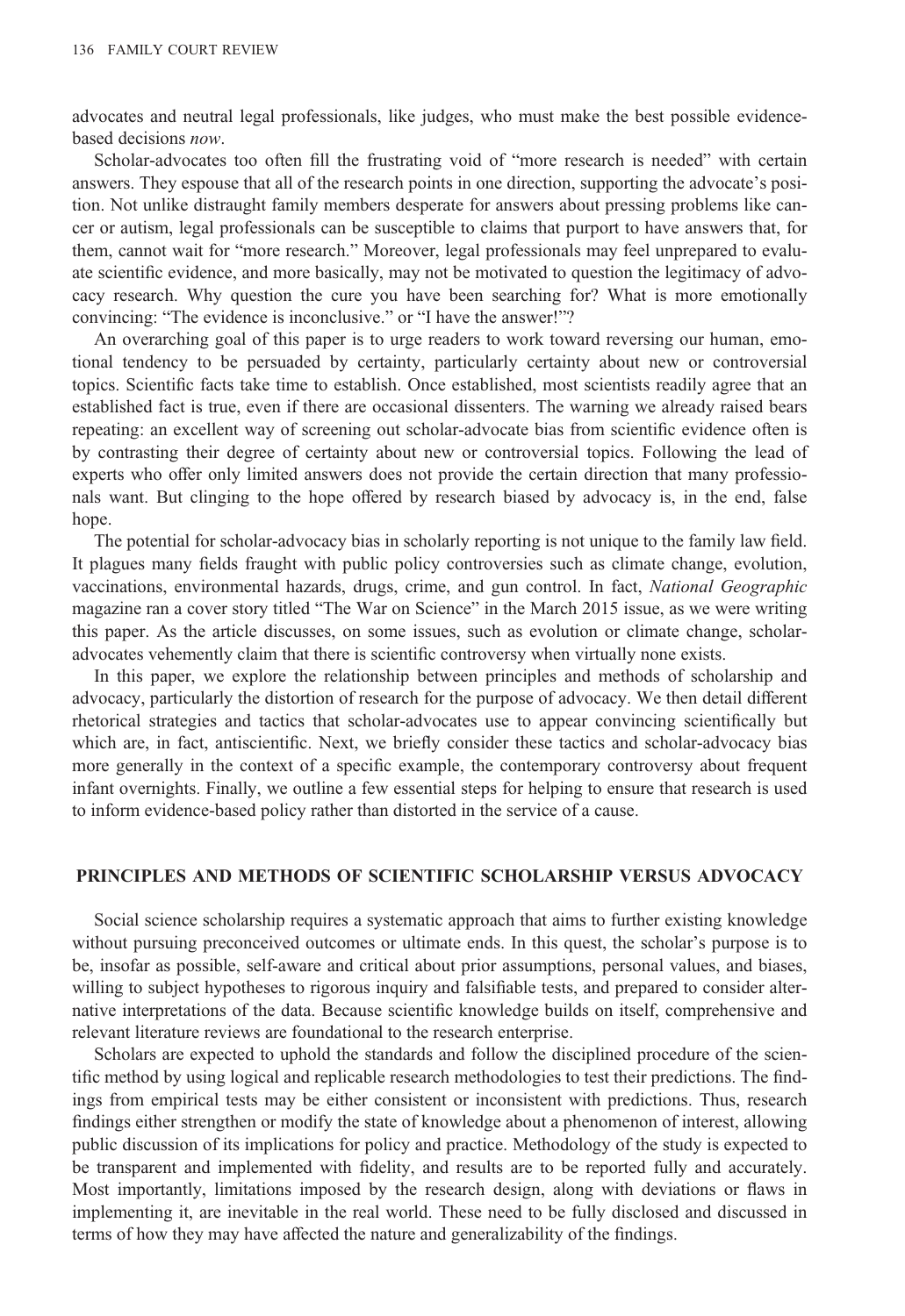advocates and neutral legal professionals, like judges, who must make the best possible evidence-based decisions *now*.

Scholar-advocates too often fill the frustrating void of "more research is needed" with certain answers. They espouse that all of the research points in one direction, supporting the advocate's position. Not unlike distraught family members desperate for answers about pressing problems like cancer or autism, legal professionals can be susceptible to claims that purport to have answers that, for them, cannot wait for "more research." Moreover, legal professionals may feel unprepared to evaluate scientific evidence, and more basically, may not be motivated to question the legitimacy of advocacy research. Why question the cure you have been searching for? What is more emotionally convincing: "The evidence is inconclusive." or "I have the answer!"?

An overarching goal of this paper is to urge readers to work toward reversing our human, emotional tendency to be persuaded by certainty, particularly certainty about new or controversial topics. Scientific facts take time to establish. Once established, most scientists readily agree that an established fact is true, even if there are occasional dissenters. The warning we already raised bears repeating: an excellent way of screening out scholar-advocate bias from scientific evidence often is by contrasting their degree of certainty about new or controversial topics. Following the lead of experts who offer only limited answers does not provide the certain direction that many professionals want. But clinging to the hope offered by research biased by advocacy is, in the end, false hope.

The potential for scholar-advocacy bias in scholarly reporting is not unique to the family law field. It plagues many fields fraught with public policy controversies such as climate change, evolution, vaccinations, environmental hazards, drugs, crime, and gun control. In fact, *National Geographic* magazine ran a cover story titled "The War on Science" in the March 2015 issue, as we were writing this paper. As the article discusses, on some issues, such as evolution or climate change, scholar-advocates vehemently claim that there is scientific controversy when virtually none exists.

In this paper, we explore the relationship between principles and methods of scholarship and advocacy, particularly the distortion of research for the purpose of advocacy. We then detail different rhetorical strategies and tactics that scholar-advocates use to appear convincing scientifically but which are, in fact, antiscientific. Next, we briefly consider these tactics and scholar-advocacy bias more generally in the context of a specific example, the contemporary controversy about frequent infant overnights. Finally, we outline a few essential steps for helping to ensure that research is used to inform evidence-based policy rather than distorted in the service of a cause.

## PRINCIPLES AND METHODS OF SCIENTIFIC SCHOLARSHIP VERSUS ADVOCACY

Social science scholarship requires a systematic approach that aims to further existing knowledge without pursuing preconceived outcomes or ultimate ends. In this quest, the scholar's purpose is to be, insofar as possible, self-aware and critical about prior assumptions, personal values, and biases, willing to subject hypotheses to rigorous inquiry and falsifiable tests, and prepared to consider alternative interpretations of the data. Because scientific knowledge builds on itself, comprehensive and relevant literature reviews are foundational to the research enterprise.

Scholars are expected to uphold the standards and follow the disciplined procedure of the scientific method by using logical and replicable research methodologies to test their predictions. The findings from empirical tests may be either consistent or inconsistent with predictions. Thus, research findings either strengthen or modify the state of knowledge about a phenomenon of interest, allowing public discussion of its implications for policy and practice. Methodology of the study is expected to be transparent and implemented with fidelity, and results are to be reported fully and accurately. Most importantly, limitations imposed by the research design, along with deviations or flaws in implementing it, are inevitable in the real world. These need to be fully disclosed and discussed in terms of how they may have affected the nature and generalizability of the findings.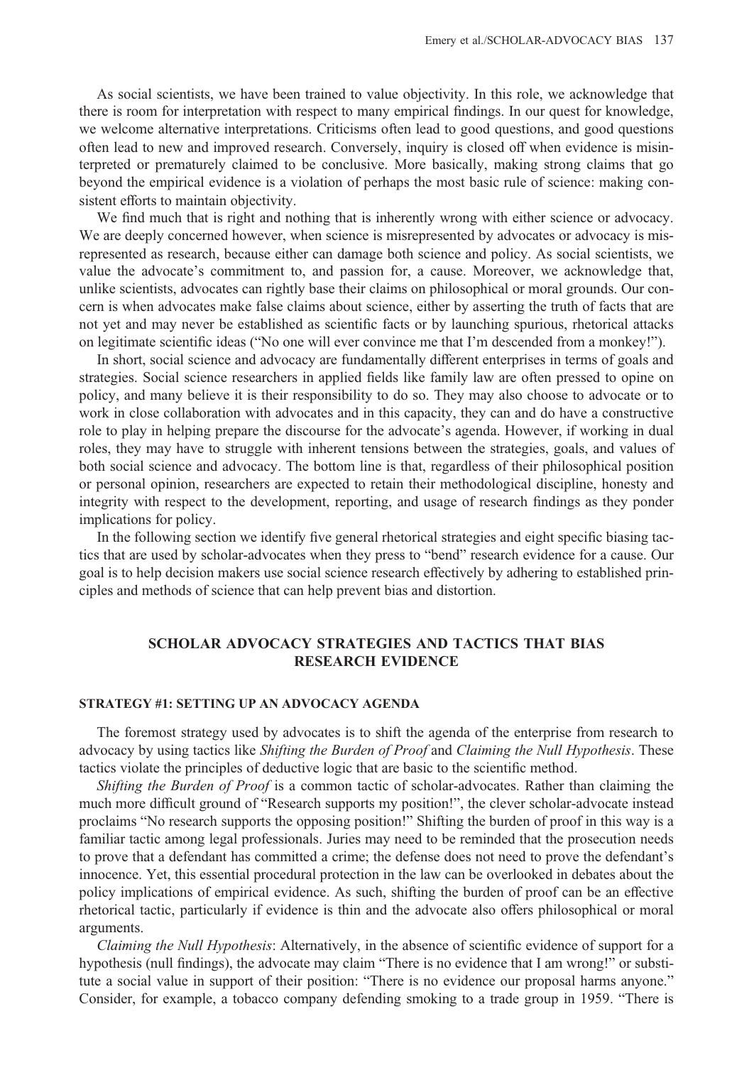As social scientists, we have been trained to value objectivity. In this role, we acknowledge that there is room for interpretation with respect to many empirical findings. In our quest for knowledge, we welcome alternative interpretations. Criticisms often lead to good questions, and good questions often lead to new and improved research. Conversely, inquiry is closed off when evidence is misinterpreted or prematurely claimed to be conclusive. More basically, making strong claims that go beyond the empirical evidence is a violation of perhaps the most basic rule of science: making consistent efforts to maintain objectivity.

We find much that is right and nothing that is inherently wrong with either science or advocacy. We are deeply concerned however, when science is misrepresented by advocates or advocacy is misrepresented as research, because either can damage both science and policy. As social scientists, we value the advocate's commitment to, and passion for, a cause. Moreover, we acknowledge that, unlike scientists, advocates can rightly base their claims on philosophical or moral grounds. Our concern is when advocates make false claims about science, either by asserting the truth of facts that are not yet and may never be established as scientific facts or by launching spurious, rhetorical attacks on legitimate scientific ideas ("No one will ever convince me that I'm descended from a monkey!").

In short, social science and advocacy are fundamentally different enterprises in terms of goals and strategies. Social science researchers in applied fields like family law are often pressed to opine on policy, and many believe it is their responsibility to do so. They may also choose to advocate or to work in close collaboration with advocates and in this capacity, they can and do have a constructive role to play in helping prepare the discourse for the advocate's agenda. However, if working in dual roles, they may have to struggle with inherent tensions between the strategies, goals, and values of both social science and advocacy. The bottom line is that, regardless of their philosophical position or personal opinion, researchers are expected to retain their methodological discipline, honesty and integrity with respect to the development, reporting, and usage of research findings as they ponder implications for policy.

In the following section we identify five general rhetorical strategies and eight specific biasing tactics that are used by scholar-advocates when they press to "bend" research evidence for a cause. Our goal is to help decision makers use social science research effectively by adhering to established principles and methods of science that can help prevent bias and distortion.

## SCHOLAR ADVOCACY STRATEGIES AND TACTICS THAT BIAS RESEARCH EVIDENCE

### STRATEGY #1: SETTING UP AN ADVOCACY AGENDA

The foremost strategy used by advocates is to shift the agenda of the enterprise from research to advocacy by using tactics like *Shifting the Burden of Proof* and *Claiming the Null Hypothesis*. These tactics violate the principles of deductive logic that are basic to the scientific method.

*Shifting the Burden of Proof* is a common tactic of scholar-advocates. Rather than claiming the much more difficult ground of "Research supports my position!", the clever scholar-advocate instead proclaims "No research supports the opposing position!" Shifting the burden of proof in this way is a familiar tactic among legal professionals. Juries may need to be reminded that the prosecution needs to prove that a defendant has committed a crime; the defense does not need to prove the defendant's innocence. Yet, this essential procedural protection in the law can be overlooked in debates about the policy implications of empirical evidence. As such, shifting the burden of proof can be an effective rhetorical tactic, particularly if evidence is thin and the advocate also offers philosophical or moral arguments.

*Claiming the Null Hypothesis*: Alternatively, in the absence of scientific evidence of support for a hypothesis (null findings), the advocate may claim "There is no evidence that I am wrong!" or substitute a social value in support of their position: "There is no evidence our proposal harms anyone." Consider, for example, a tobacco company defending smoking to a trade group in 1959. "There is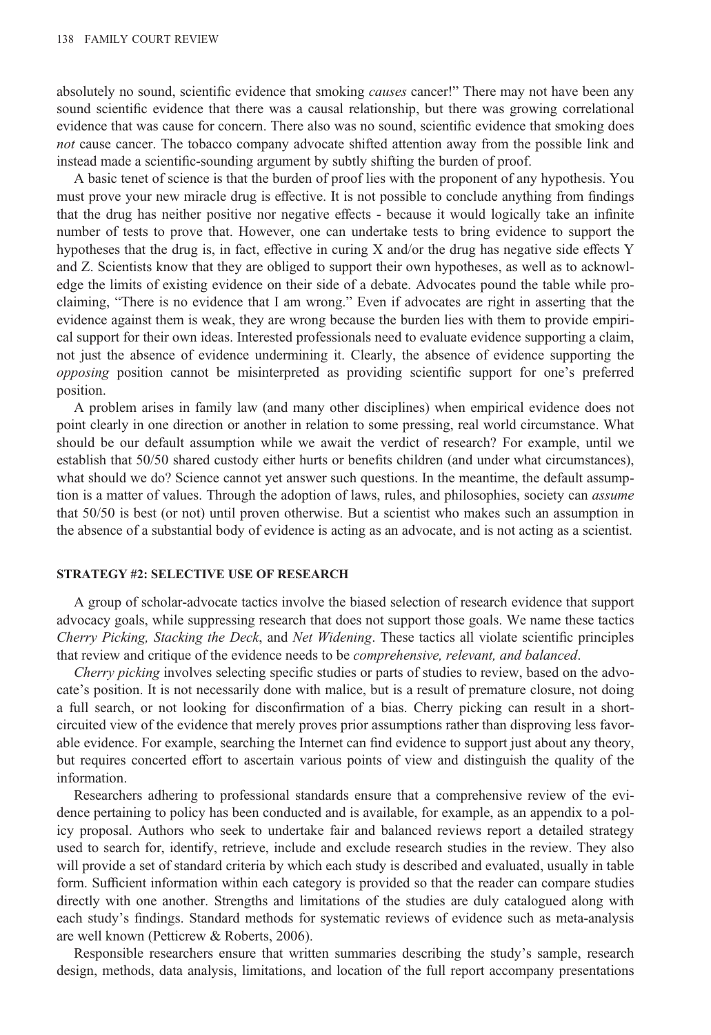absolutely no sound, scientific evidence that smoking *causes* cancer!" There may not have been any sound scientific evidence that there was a causal relationship, but there was growing correlational evidence that was cause for concern. There also was no sound, scientific evidence that smoking does *not* cause cancer. The tobacco company advocate shifted attention away from the possible link and instead made a scientific-sounding argument by subtly shifting the burden of proof.

A basic tenet of science is that the burden of proof lies with the proponent of any hypothesis. You must prove your new miracle drug is effective. It is not possible to conclude anything from findings that the drug has neither positive nor negative effects - because it would logically take an infinite number of tests to prove that. However, one can undertake tests to bring evidence to support the hypotheses that the drug is, in fact, effective in curing X and/or the drug has negative side effects Y and Z. Scientists know that they are obliged to support their own hypotheses, as well as to acknowledge the limits of existing evidence on their side of a debate. Advocates pound the table while proclaiming, "There is no evidence that I am wrong." Even if advocates are right in asserting that the evidence against them is weak, they are wrong because the burden lies with them to provide empirical support for their own ideas. Interested professionals need to evaluate evidence supporting a claim, not just the absence of evidence undermining it. Clearly, the absence of evidence supporting the *opposing* position cannot be misinterpreted as providing scientific support for one's preferred position.

A problem arises in family law (and many other disciplines) when empirical evidence does not point clearly in one direction or another in relation to some pressing, real world circumstance. What should be our default assumption while we await the verdict of research? For example, until we establish that 50/50 shared custody either hurts or benefits children (and under what circumstances), what should we do? Science cannot yet answer such questions. In the meantime, the default assumption is a matter of values. Through the adoption of laws, rules, and philosophies, society can *assume* that 50/50 is best (or not) until proven otherwise. But a scientist who makes such an assumption in the absence of a substantial body of evidence is acting as an advocate, and is not acting as a scientist.

### STRATEGY #2: SELECTIVE USE OF RESEARCH

A group of scholar-advocate tactics involve the biased selection of research evidence that support advocacy goals, while suppressing research that does not support those goals. We name these tactics *Cherry Picking, Stacking the Deck*, and *Net Widening*. These tactics all violate scientific principles that review and critique of the evidence needs to be *comprehensive, relevant, and balanced*.

*Cherry picking* involves selecting specific studies or parts of studies to review, based on the advocate's position. It is not necessarily done with malice, but is a result of premature closure, not doing a full search, or not looking for disconfirmation of a bias. Cherry picking can result in a short-circuited view of the evidence that merely proves prior assumptions rather than disproving less favorable evidence. For example, searching the Internet can find evidence to support just about any theory, but requires concerted effort to ascertain various points of view and distinguish the quality of the information.

Researchers adhering to professional standards ensure that a comprehensive review of the evidence pertaining to policy has been conducted and is available, for example, as an appendix to a policy proposal. Authors who seek to undertake fair and balanced reviews report a detailed strategy used to search for, identify, retrieve, include and exclude research studies in the review. They also will provide a set of standard criteria by which each study is described and evaluated, usually in table form. Sufficient information within each category is provided so that the reader can compare studies directly with one another. Strengths and limitations of the studies are duly catalogued along with each study's findings. Standard methods for systematic reviews of evidence such as meta-analysis are well known (Petticrew & Roberts, 2006).

Responsible researchers ensure that written summaries describing the study's sample, research design, methods, data analysis, limitations, and location of the full report accompany presentations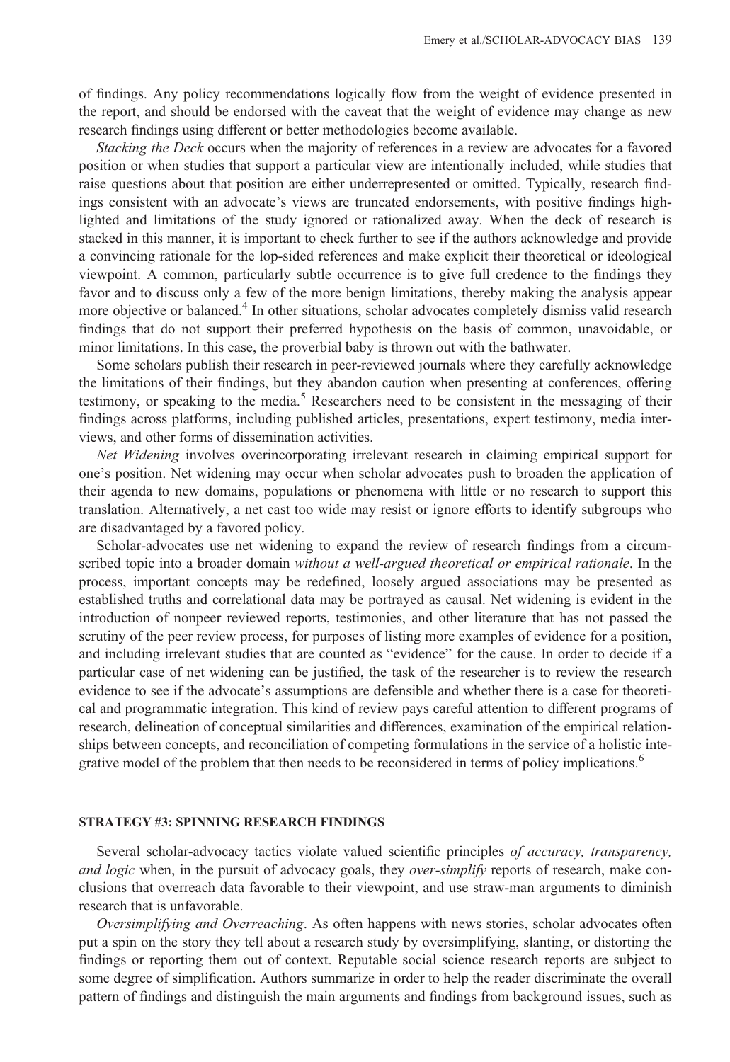of findings. Any policy recommendations logically flow from the weight of evidence presented in the report, and should be endorsed with the caveat that the weight of evidence may change as new research findings using different or better methodologies become available.

*Stacking the Deck* occurs when the majority of references in a review are advocates for a favored position or when studies that support a particular view are intentionally included, while studies that raise questions about that position are either underrepresented or omitted. Typically, research findings consistent with an advocate's views are truncated endorsements, with positive findings highlighted and limitations of the study ignored or rationalized away. When the deck of research is stacked in this manner, it is important to check further to see if the authors acknowledge and provide a convincing rationale for the lop-sided references and make explicit their theoretical or ideological viewpoint. A common, particularly subtle occurrence is to give full credence to the findings they favor and to discuss only a few of the more benign limitations, thereby making the analysis appear more objective or balanced.[4] In other situations, scholar advocates completely dismiss valid research findings that do not support their preferred hypothesis on the basis of common, unavoidable, or minor limitations. In this case, the proverbial baby is thrown out with the bathwater.

Some scholars publish their research in peer-reviewed journals where they carefully acknowledge the limitations of their findings, but they abandon caution when presenting at conferences, offering testimony, or speaking to the media.[5] Researchers need to be consistent in the messaging of their findings across platforms, including published articles, presentations, expert testimony, media interviews, and other forms of dissemination activities.

*Net Widening* involves overincorporating irrelevant research in claiming empirical support for one's position. Net widening may occur when scholar advocates push to broaden the application of their agenda to new domains, populations or phenomena with little or no research to support this translation. Alternatively, a net cast too wide may resist or ignore efforts to identify subgroups who are disadvantaged by a favored policy.

Scholar-advocates use net widening to expand the review of research findings from a circumscribed topic into a broader domain *without a well-argued theoretical or empirical rationale*. In the process, important concepts may be redefined, loosely argued associations may be presented as established truths and correlational data may be portrayed as causal. Net widening is evident in the introduction of nonpeer reviewed reports, testimonies, and other literature that has not passed the scrutiny of the peer review process, for purposes of listing more examples of evidence for a position, and including irrelevant studies that are counted as "evidence" for the cause. In order to decide if a particular case of net widening can be justified, the task of the researcher is to review the research evidence to see if the advocate's assumptions are defensible and whether there is a case for theoretical and programmatic integration. This kind of review pays careful attention to different programs of research, delineation of conceptual similarities and differences, examination of the empirical relationships between concepts, and reconciliation of competing formulations in the service of a holistic integrative model of the problem that then needs to be reconsidered in terms of policy implications.[6]

## STRATEGY #3: SPINNING RESEARCH FINDINGS

Several scholar-advocacy tactics violate valued scientific principles *of accuracy, transparency, and logic* when, in the pursuit of advocacy goals, they *over-simplify* reports of research, make conclusions that overreach data favorable to their viewpoint, and use straw-man arguments to diminish research that is unfavorable.

*Oversimplifying and Overreaching*. As often happens with news stories, scholar advocates often put a spin on the story they tell about a research study by oversimplifying, slanting, or distorting the findings or reporting them out of context. Reputable social science research reports are subject to some degree of simplification. Authors summarize in order to help the reader discriminate the overall pattern of findings and distinguish the main arguments and findings from background issues, such as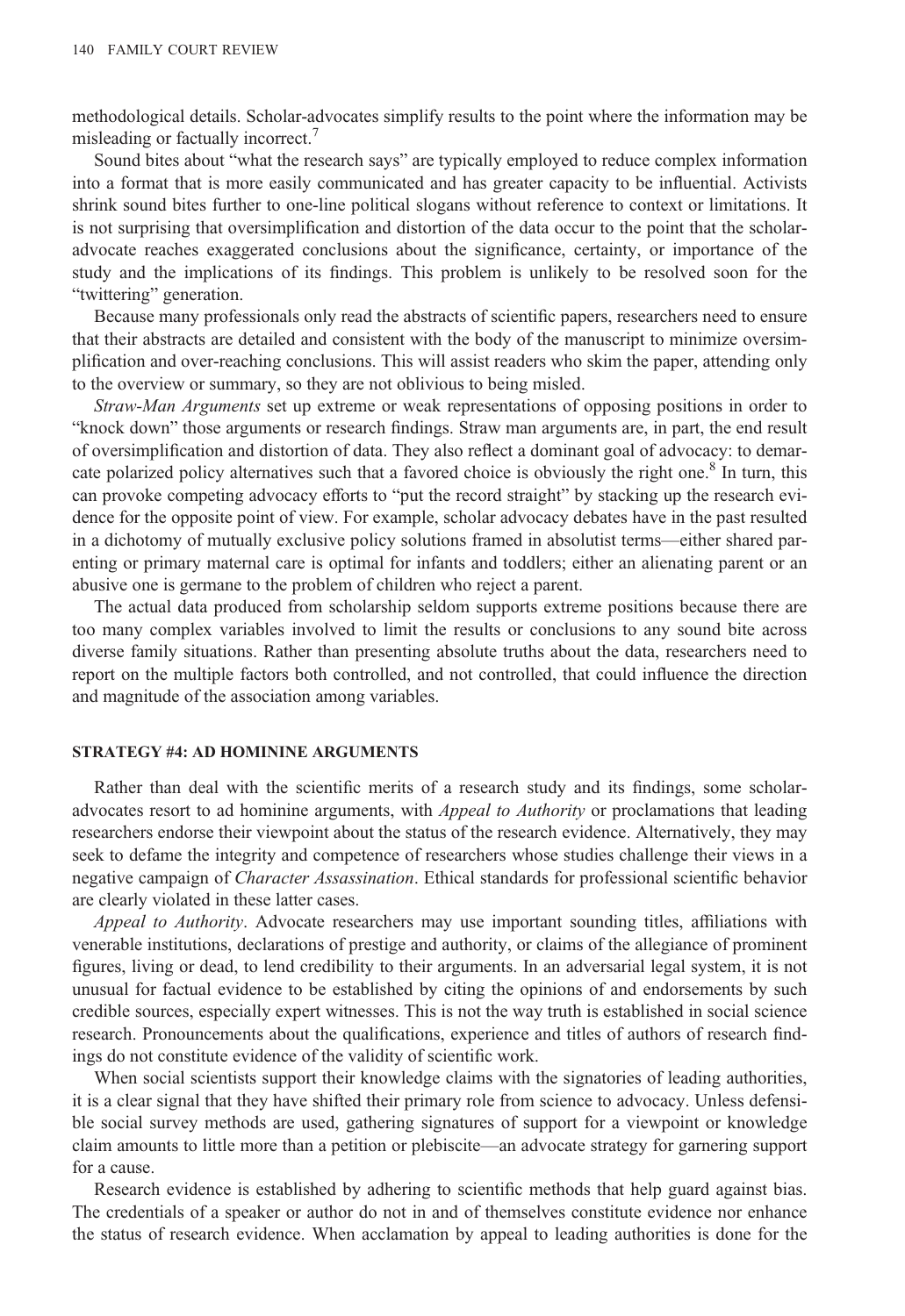methodological details. Scholar-advocates simplify results to the point where the information may be misleading or factually incorrect.[7]

Sound bites about "what the research says" are typically employed to reduce complex information into a format that is more easily communicated and has greater capacity to be influential. Activists shrink sound bites further to one-line political slogans without reference to context or limitations. It is not surprising that oversimplification and distortion of the data occur to the point that the scholar-advocate reaches exaggerated conclusions about the significance, certainty, or importance of the study and the implications of its findings. This problem is unlikely to be resolved soon for the "twittering" generation.

Because many professionals only read the abstracts of scientific papers, researchers need to ensure that their abstracts are detailed and consistent with the body of the manuscript to minimize oversimplification and over-reaching conclusions. This will assist readers who skim the paper, attending only to the overview or summary, so they are not oblivious to being misled.

*Straw-Man Arguments* set up extreme or weak representations of opposing positions in order to "knock down" those arguments or research findings. Straw man arguments are, in part, the end result of oversimplification and distortion of data. They also reflect a dominant goal of advocacy: to demarcate polarized policy alternatives such that a favored choice is obviously the right one.[8] In turn, this can provoke competing advocacy efforts to "put the record straight" by stacking up the research evidence for the opposite point of view. For example, scholar advocacy debates have in the past resulted in a dichotomy of mutually exclusive policy solutions framed in absolutist terms—either shared parenting or primary maternal care is optimal for infants and toddlers; either an alienating parent or an abusive one is germane to the problem of children who reject a parent.

The actual data produced from scholarship seldom supports extreme positions because there are too many complex variables involved to limit the results or conclusions to any sound bite across diverse family situations. Rather than presenting absolute truths about the data, researchers need to report on the multiple factors both controlled, and not controlled, that could influence the direction and magnitude of the association among variables.

### STRATEGY #4: AD HOMININE ARGUMENTS

Rather than deal with the scientific merits of a research study and its findings, some scholar-advocates resort to ad hominine arguments, with *Appeal to Authority* or proclamations that leading researchers endorse their viewpoint about the status of the research evidence. Alternatively, they may seek to defame the integrity and competence of researchers whose studies challenge their views in a negative campaign of *Character Assassination*. Ethical standards for professional scientific behavior are clearly violated in these latter cases.

*Appeal to Authority*. Advocate researchers may use important sounding titles, affiliations with venerable institutions, declarations of prestige and authority, or claims of the allegiance of prominent figures, living or dead, to lend credibility to their arguments. In an adversarial legal system, it is not unusual for factual evidence to be established by citing the opinions of and endorsements by such credible sources, especially expert witnesses. This is not the way truth is established in social science research. Pronouncements about the qualifications, experience and titles of authors of research findings do not constitute evidence of the validity of scientific work.

When social scientists support their knowledge claims with the signatories of leading authorities, it is a clear signal that they have shifted their primary role from science to advocacy. Unless defensible social survey methods are used, gathering signatures of support for a viewpoint or knowledge claim amounts to little more than a petition or plebiscite—an advocate strategy for garnering support for a cause.

Research evidence is established by adhering to scientific methods that help guard against bias. The credentials of a speaker or author do not in and of themselves constitute evidence nor enhance the status of research evidence. When acclamation by appeal to leading authorities is done for the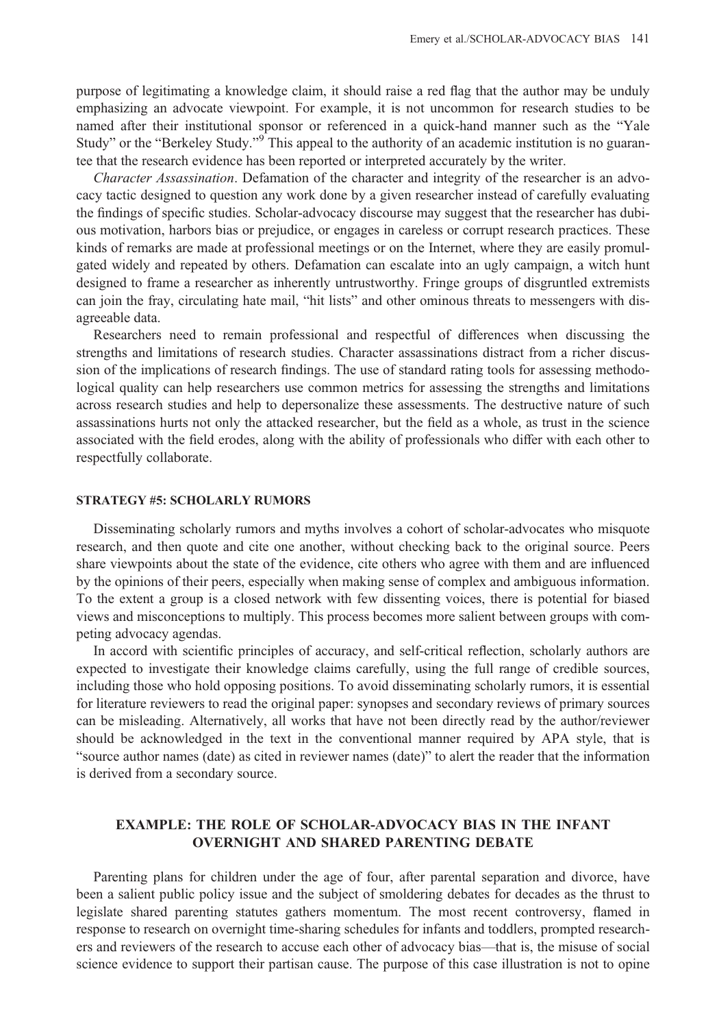purpose of legitimating a knowledge claim, it should raise a red flag that the author may be unduly emphasizing an advocate viewpoint. For example, it is not uncommon for research studies to be named after their institutional sponsor or referenced in a quick-hand manner such as the "Yale Study" or the "Berkeley Study."[9] This appeal to the authority of an academic institution is no guarantee that the research evidence has been reported or interpreted accurately by the writer.

*Character Assassination*. Defamation of the character and integrity of the researcher is an advocacy tactic designed to question any work done by a given researcher instead of carefully evaluating the findings of specific studies. Scholar-advocacy discourse may suggest that the researcher has dubious motivation, harbors bias or prejudice, or engages in careless or corrupt research practices. These kinds of remarks are made at professional meetings or on the Internet, where they are easily promulgated widely and repeated by others. Defamation can escalate into an ugly campaign, a witch hunt designed to frame a researcher as inherently untrustworthy. Fringe groups of disgruntled extremists can join the fray, circulating hate mail, "hit lists" and other ominous threats to messengers with disagreeable data.

Researchers need to remain professional and respectful of differences when discussing the strengths and limitations of research studies. Character assassinations distract from a richer discussion of the implications of research findings. The use of standard rating tools for assessing methodological quality can help researchers use common metrics for assessing the strengths and limitations across research studies and help to depersonalize these assessments. The destructive nature of such assassinations hurts not only the attacked researcher, but the field as a whole, as trust in the science associated with the field erodes, along with the ability of professionals who differ with each other to respectfully collaborate.

#### STRATEGY #5: SCHOLARLY RUMORS

Disseminating scholarly rumors and myths involves a cohort of scholar-advocates who misquote research, and then quote and cite one another, without checking back to the original source. Peers share viewpoints about the state of the evidence, cite others who agree with them and are influenced by the opinions of their peers, especially when making sense of complex and ambiguous information. To the extent a group is a closed network with few dissenting voices, there is potential for biased views and misconceptions to multiply. This process becomes more salient between groups with competing advocacy agendas.

In accord with scientific principles of accuracy, and self-critical reflection, scholarly authors are expected to investigate their knowledge claims carefully, using the full range of credible sources, including those who hold opposing positions. To avoid disseminating scholarly rumors, it is essential for literature reviewers to read the original paper: synopses and secondary reviews of primary sources can be misleading. Alternatively, all works that have not been directly read by the author/reviewer should be acknowledged in the text in the conventional manner required by APA style, that is "source author names (date) as cited in reviewer names (date)" to alert the reader that the information is derived from a secondary source.

## EXAMPLE: THE ROLE OF SCHOLAR-ADVOCACY BIAS IN THE INFANT OVERNIGHT AND SHARED PARENTING DEBATE

Parenting plans for children under the age of four, after parental separation and divorce, have been a salient public policy issue and the subject of smoldering debates for decades as the thrust to legislate shared parenting statutes gathers momentum. The most recent controversy, flamed in response to research on overnight time-sharing schedules for infants and toddlers, prompted researchers and reviewers of the research to accuse each other of advocacy bias—that is, the misuse of social science evidence to support their partisan cause. The purpose of this case illustration is not to opine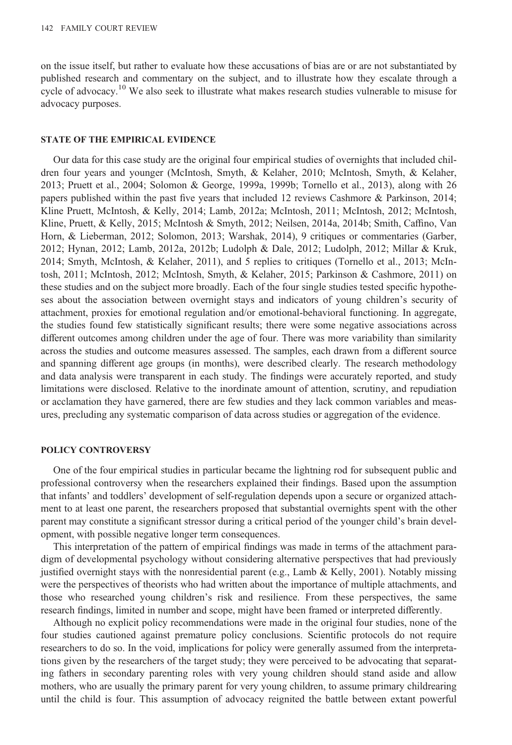on the issue itself, but rather to evaluate how these accusations of bias are or are not substantiated by published research and commentary on the subject, and to illustrate how they escalate through a cycle of advocacy.[10] We also seek to illustrate what makes research studies vulnerable to misuse for advocacy purposes.

## STATE OF THE EMPIRICAL EVIDENCE

Our data for this case study are the original four empirical studies of overnights that included children four years and younger (McIntosh, Smyth, & Kelaher, 2010; McIntosh, Smyth, & Kelaher, 2013; Pruett et al., 2004; Solomon & George, 1999a, 1999b; Tornello et al., 2013), along with 26 papers published within the past five years that included 12 reviews Cashmore & Parkinson, 2014; Kline Pruett, McIntosh, & Kelly, 2014; Lamb, 2012a; McIntosh, 2011; McIntosh, 2012; McIntosh, Kline, Pruett, & Kelly, 2015; McIntosh & Smyth, 2012; Neilsen, 2014a, 2014b; Smith, Caffino, Van Horn, & Lieberman, 2012; Solomon, 2013; Warshak, 2014), 9 critiques or commentaries (Garber, 2012; Hynan, 2012; Lamb, 2012a, 2012b; Ludolph & Dale, 2012; Ludolph, 2012; Millar & Kruk, 2014; Smyth, McIntosh, & Kelaher, 2011), and 5 replies to critiques (Tornello et al., 2013; McIntosh, 2011; McIntosh, 2012; McIntosh, Smyth, & Kelaher, 2015; Parkinson & Cashmore, 2011) on these studies and on the subject more broadly. Each of the four single studies tested specific hypotheses about the association between overnight stays and indicators of young children's security of attachment, proxies for emotional regulation and/or emotional-behavioral functioning. In aggregate, the studies found few statistically significant results; there were some negative associations across different outcomes among children under the age of four. There was more variability than similarity across the studies and outcome measures assessed. The samples, each drawn from a different source and spanning different age groups (in months), were described clearly. The research methodology and data analysis were transparent in each study. The findings were accurately reported, and study limitations were disclosed. Relative to the inordinate amount of attention, scrutiny, and repudiation or acclamation they have garnered, there are few studies and they lack common variables and measures, precluding any systematic comparison of data across studies or aggregation of the evidence.

## POLICY CONTROVERSY

One of the four empirical studies in particular became the lightning rod for subsequent public and professional controversy when the researchers explained their findings. Based upon the assumption that infants' and toddlers' development of self-regulation depends upon a secure or organized attachment to at least one parent, the researchers proposed that substantial overnights spent with the other parent may constitute a significant stressor during a critical period of the younger child's brain development, with possible negative longer term consequences.

This interpretation of the pattern of empirical findings was made in terms of the attachment paradigm of developmental psychology without considering alternative perspectives that had previously justified overnight stays with the nonresidential parent (e.g., Lamb & Kelly, 2001). Notably missing were the perspectives of theorists who had written about the importance of multiple attachments, and those who researched young children's risk and resilience. From these perspectives, the same research findings, limited in number and scope, might have been framed or interpreted differently.

Although no explicit policy recommendations were made in the original four studies, none of the four studies cautioned against premature policy conclusions. Scientific protocols do not require researchers to do so. In the void, implications for policy were generally assumed from the interpretations given by the researchers of the target study; they were perceived to be advocating that separating fathers in secondary parenting roles with very young children should stand aside and allow mothers, who are usually the primary parent for very young children, to assume primary childrearing until the child is four. This assumption of advocacy reignited the battle between extant powerful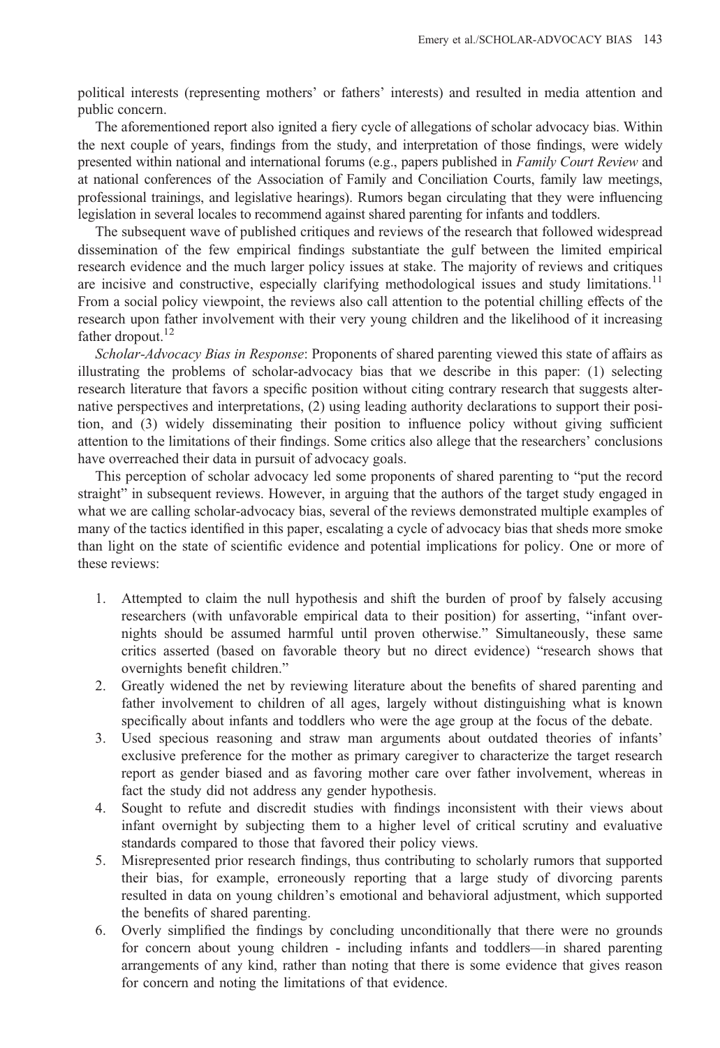political interests (representing mothers' or fathers' interests) and resulted in media attention and public concern.

The aforementioned report also ignited a fiery cycle of allegations of scholar advocacy bias. Within the next couple of years, findings from the study, and interpretation of those findings, were widely presented within national and international forums (e.g., papers published in *Family Court Review* and at national conferences of the Association of Family and Conciliation Courts, family law meetings, professional trainings, and legislative hearings). Rumors began circulating that they were influencing legislation in several locales to recommend against shared parenting for infants and toddlers.

The subsequent wave of published critiques and reviews of the research that followed widespread dissemination of the few empirical findings substantiate the gulf between the limited empirical research evidence and the much larger policy issues at stake. The majority of reviews and critiques are incisive and constructive, especially clarifying methodological issues and study limitations.[11] From a social policy viewpoint, the reviews also call attention to the potential chilling effects of the research upon father involvement with their very young children and the likelihood of it increasing father dropout.[12]

*Scholar-Advocacy Bias in Response*: Proponents of shared parenting viewed this state of affairs as illustrating the problems of scholar-advocacy bias that we describe in this paper: (1) selecting research literature that favors a specific position without citing contrary research that suggests alternative perspectives and interpretations, (2) using leading authority declarations to support their position, and (3) widely disseminating their position to influence policy without giving sufficient attention to the limitations of their findings. Some critics also allege that the researchers' conclusions have overreached their data in pursuit of advocacy goals.

This perception of scholar advocacy led some proponents of shared parenting to "put the record straight" in subsequent reviews. However, in arguing that the authors of the target study engaged in what we are calling scholar-advocacy bias, several of the reviews demonstrated multiple examples of many of the tactics identified in this paper, escalating a cycle of advocacy bias that sheds more smoke than light on the state of scientific evidence and potential implications for policy. One or more of these reviews:

1. Attempted to claim the null hypothesis and shift the burden of proof by falsely accusing researchers (with unfavorable empirical data to their position) for asserting, "infant overnights should be assumed harmful until proven otherwise." Simultaneously, these same critics asserted (based on favorable theory but no direct evidence) "research shows that overnights benefit children."
2. Greatly widened the net by reviewing literature about the benefits of shared parenting and father involvement to children of all ages, largely without distinguishing what is known specifically about infants and toddlers who were the age group at the focus of the debate.
3. Used specious reasoning and straw man arguments about outdated theories of infants' exclusive preference for the mother as primary caregiver to characterize the target research report as gender biased and as favoring mother care over father involvement, whereas in fact the study did not address any gender hypothesis.
4. Sought to refute and discredit studies with findings inconsistent with their views about infant overnight by subjecting them to a higher level of critical scrutiny and evaluative standards compared to those that favored their policy views.
5. Misrepresented prior research findings, thus contributing to scholarly rumors that supported their bias, for example, erroneously reporting that a large study of divorcing parents resulted in data on young children's emotional and behavioral adjustment, which supported the benefits of shared parenting.
6. Overly simplified the findings by concluding unconditionally that there were no grounds for concern about young children - including infants and toddlers—in shared parenting arrangements of any kind, rather than noting that there is some evidence that gives reason for concern and noting the limitations of that evidence.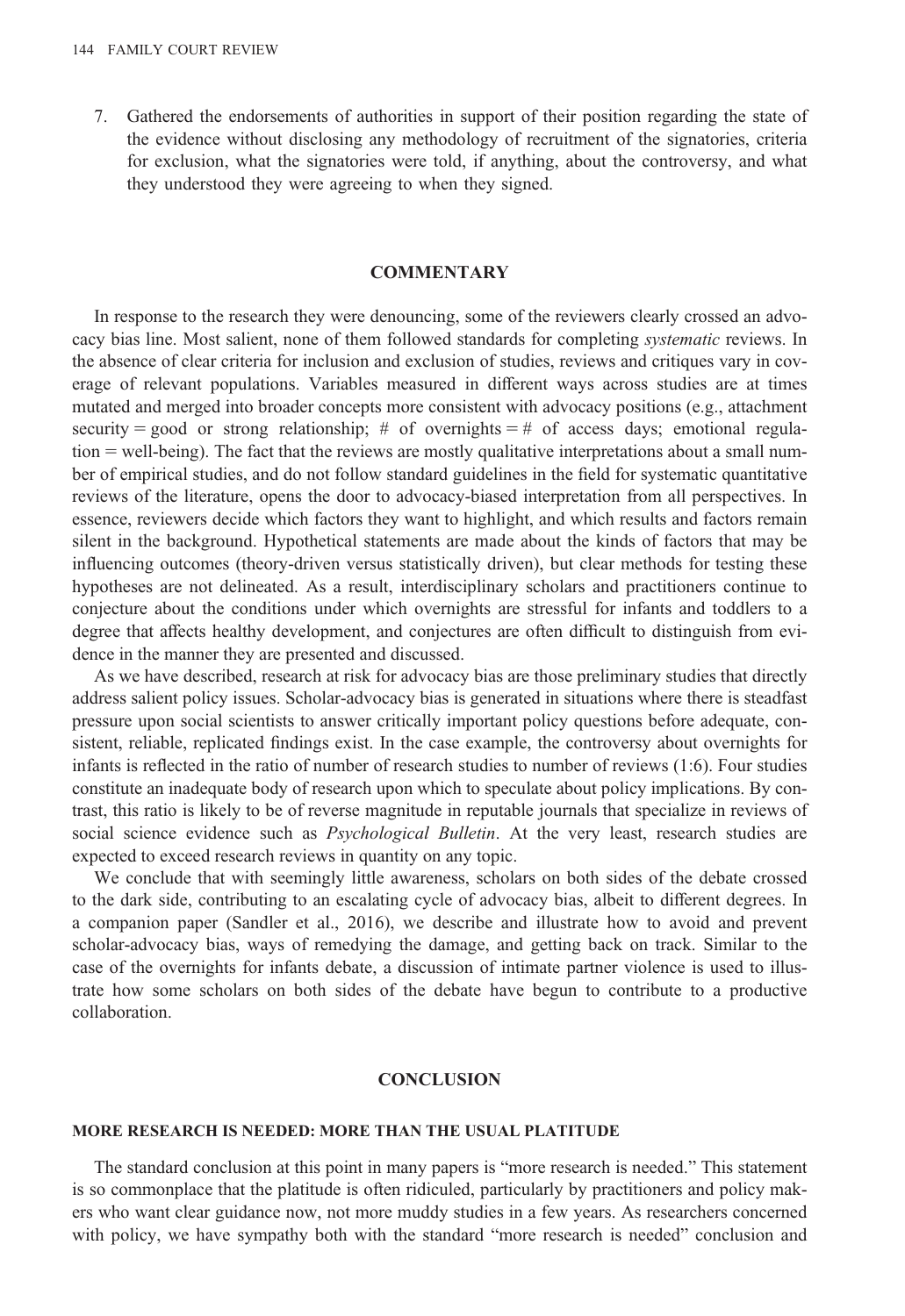7. Gathered the endorsements of authorities in support of their position regarding the state of the evidence without disclosing any methodology of recruitment of the signatories, criteria for exclusion, what the signatories were told, if anything, about the controversy, and what they understood they were agreeing to when they signed.

## COMMENTARY

In response to the research they were denouncing, some of the reviewers clearly crossed an advocacy bias line. Most salient, none of them followed standards for completing *systematic* reviews. In the absence of clear criteria for inclusion and exclusion of studies, reviews and critiques vary in coverage of relevant populations. Variables measured in different ways across studies are at times mutated and merged into broader concepts more consistent with advocacy positions (e.g., attachment security = good or strong relationship; # of overnights = # of access days; emotional regulation = well-being). The fact that the reviews are mostly qualitative interpretations about a small number of empirical studies, and do not follow standard guidelines in the field for systematic quantitative reviews of the literature, opens the door to advocacy-biased interpretation from all perspectives. In essence, reviewers decide which factors they want to highlight, and which results and factors remain silent in the background. Hypothetical statements are made about the kinds of factors that may be influencing outcomes (theory-driven versus statistically driven), but clear methods for testing these hypotheses are not delineated. As a result, interdisciplinary scholars and practitioners continue to conjecture about the conditions under which overnights are stressful for infants and toddlers to a degree that affects healthy development, and conjectures are often difficult to distinguish from evidence in the manner they are presented and discussed.

As we have described, research at risk for advocacy bias are those preliminary studies that directly address salient policy issues. Scholar-advocacy bias is generated in situations where there is steadfast pressure upon social scientists to answer critically important policy questions before adequate, consistent, reliable, replicated findings exist. In the case example, the controversy about overnights for infants is reflected in the ratio of number of research studies to number of reviews (1:6). Four studies constitute an inadequate body of research upon which to speculate about policy implications. By contrast, this ratio is likely to be of reverse magnitude in reputable journals that specialize in reviews of social science evidence such as *Psychological Bulletin*. At the very least, research studies are expected to exceed research reviews in quantity on any topic.

We conclude that with seemingly little awareness, scholars on both sides of the debate crossed to the dark side, contributing to an escalating cycle of advocacy bias, albeit to different degrees. In a companion paper (Sandler et al., 2016), we describe and illustrate how to avoid and prevent scholar-advocacy bias, ways of remedying the damage, and getting back on track. Similar to the case of the overnights for infants debate, a discussion of intimate partner violence is used to illustrate how some scholars on both sides of the debate have begun to contribute to a productive collaboration.

## CONCLUSION

### MORE RESEARCH IS NEEDED: MORE THAN THE USUAL PLATITUDE

The standard conclusion at this point in many papers is “more research is needed.” This statement is so commonplace that the platitude is often ridiculed, particularly by practitioners and policy makers who want clear guidance now, not more muddy studies in a few years. As researchers concerned with policy, we have sympathy both with the standard “more research is needed” conclusion and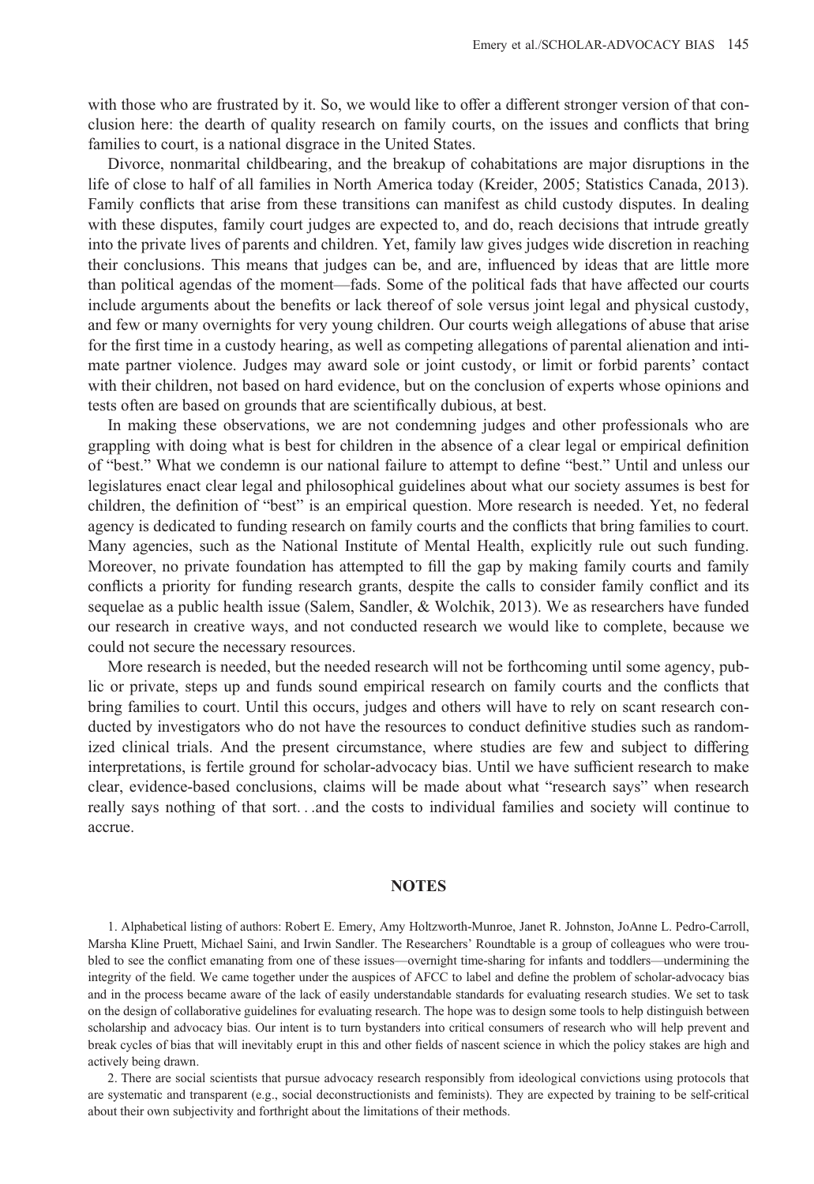with those who are frustrated by it. So, we would like to offer a different stronger version of that conclusion here: the dearth of quality research on family courts, on the issues and conflicts that bring families to court, is a national disgrace in the United States.

Divorce, nonmarital childbearing, and the breakup of cohabitations are major disruptions in the life of close to half of all families in North America today (Kreider, 2005; Statistics Canada, 2013). Family conflicts that arise from these transitions can manifest as child custody disputes. In dealing with these disputes, family court judges are expected to, and do, reach decisions that intrude greatly into the private lives of parents and children. Yet, family law gives judges wide discretion in reaching their conclusions. This means that judges can be, and are, influenced by ideas that are little more than political agendas of the moment—fads. Some of the political fads that have affected our courts include arguments about the benefits or lack thereof of sole versus joint legal and physical custody, and few or many overnights for very young children. Our courts weigh allegations of abuse that arise for the first time in a custody hearing, as well as competing allegations of parental alienation and intimate partner violence. Judges may award sole or joint custody, or limit or forbid parents' contact with their children, not based on hard evidence, but on the conclusion of experts whose opinions and tests often are based on grounds that are scientifically dubious, at best.

In making these observations, we are not condemning judges and other professionals who are grappling with doing what is best for children in the absence of a clear legal or empirical definition of "best." What we condemn is our national failure to attempt to define "best." Until and unless our legislatures enact clear legal and philosophical guidelines about what our society assumes is best for children, the definition of "best" is an empirical question. More research is needed. Yet, no federal agency is dedicated to funding research on family courts and the conflicts that bring families to court. Many agencies, such as the National Institute of Mental Health, explicitly rule out such funding. Moreover, no private foundation has attempted to fill the gap by making family courts and family conflicts a priority for funding research grants, despite the calls to consider family conflict and its sequelae as a public health issue (Salem, Sandler, & Wolchik, 2013). We as researchers have funded our research in creative ways, and not conducted research we would like to complete, because we could not secure the necessary resources.

More research is needed, but the needed research will not be forthcoming until some agency, public or private, steps up and funds sound empirical research on family courts and the conflicts that bring families to court. Until this occurs, judges and others will have to rely on scant research conducted by investigators who do not have the resources to conduct definitive studies such as randomized clinical trials. And the present circumstance, where studies are few and subject to differing interpretations, is fertile ground for scholar-advocacy bias. Until we have sufficient research to make clear, evidence-based conclusions, claims will be made about what "research says" when research really says nothing of that sort. . .and the costs to individual families and society will continue to accrue.

## NOTES

1. Alphabetical listing of authors: Robert E. Emery, Amy Holtzworth-Munroe, Janet R. Johnston, JoAnne L. Pedro-Carroll, Marsha Kline Pruett, Michael Saini, and Irwin Sandler. The Researchers' Roundtable is a group of colleagues who were troubled to see the conflict emanating from one of these issues—overnight time-sharing for infants and toddlers—undermining the integrity of the field. We came together under the auspices of AFCC to label and define the problem of scholar-advocacy bias and in the process became aware of the lack of easily understandable standards for evaluating research studies. We set to task on the design of collaborative guidelines for evaluating research. The hope was to design some tools to help distinguish between scholarship and advocacy bias. Our intent is to turn bystanders into critical consumers of research who will help prevent and break cycles of bias that will inevitably erupt in this and other fields of nascent science in which the policy stakes are high and actively being drawn.

2. There are social scientists that pursue advocacy research responsibly from ideological convictions using protocols that are systematic and transparent (e.g., social deconstructionists and feminists). They are expected by training to be self-critical about their own subjectivity and forthright about the limitations of their methods.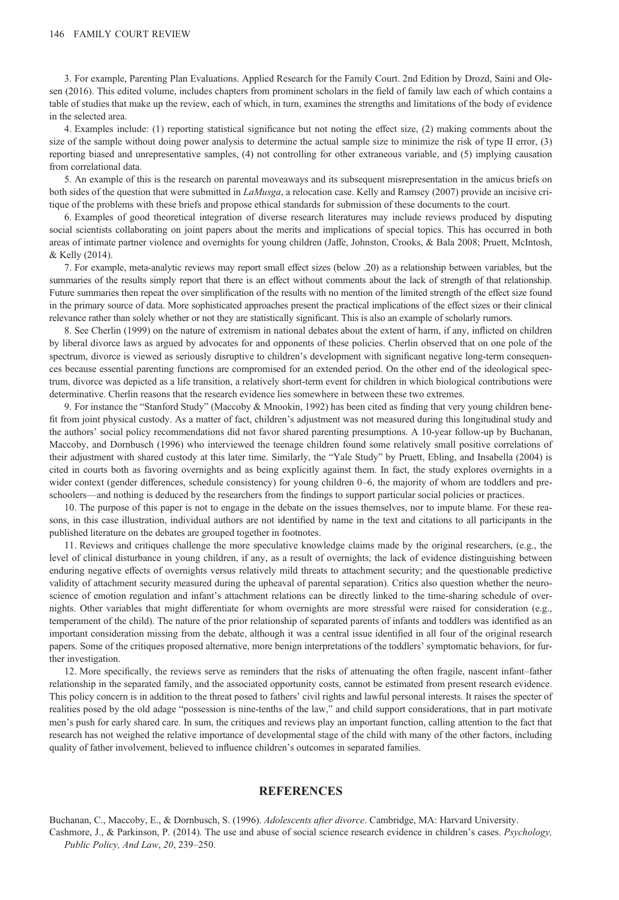3. For example, Parenting Plan Evaluations. Applied Research for the Family Court. 2nd Edition by Drozd, Saini and Olesen (2016). This edited volume, includes chapters from prominent scholars in the field of family law each of which contains a table of studies that make up the review, each of which, in turn, examines the strengths and limitations of the body of evidence in the selected area.

4. Examples include: (1) reporting statistical significance but not noting the effect size, (2) making comments about the size of the sample without doing power analysis to determine the actual sample size to minimize the risk of type II error, (3) reporting biased and unrepresentative samples, (4) not controlling for other extraneous variable, and (5) implying causation from correlational data.

5. An example of this is the research on parental moveaways and its subsequent misrepresentation in the amicus briefs on both sides of the question that were submitted in *LaMusga*, a relocation case. Kelly and Ramsey (2007) provide an incisive critique of the problems with these briefs and propose ethical standards for submission of these documents to the court.

6. Examples of good theoretical integration of diverse research literatures may include reviews produced by disputing social scientists collaborating on joint papers about the merits and implications of special topics. This has occurred in both areas of intimate partner violence and overnights for young children (Jaffe, Johnston, Crooks, & Bala 2008; Pruett, McIntosh, & Kelly (2014).

7. For example, meta-analytic reviews may report small effect sizes (below .20) as a relationship between variables, but the summaries of the results simply report that there is an effect without comments about the lack of strength of that relationship. Future summaries then repeat the over simplification of the results with no mention of the limited strength of the effect size found in the primary source of data. More sophisticated approaches present the practical implications of the effect sizes or their clinical relevance rather than solely whether or not they are statistically significant. This is also an example of scholarly rumors.

8. See Cherlin (1999) on the nature of extremism in national debates about the extent of harm, if any, inflicted on children by liberal divorce laws as argued by advocates for and opponents of these policies. Cherlin observed that on one pole of the spectrum, divorce is viewed as seriously disruptive to children's development with significant negative long-term consequences because essential parenting functions are compromised for an extended period. On the other end of the ideological spectrum, divorce was depicted as a life transition, a relatively short-term event for children in which biological contributions were determinative. Cherlin reasons that the research evidence lies somewhere in between these two extremes.

9. For instance the "Stanford Study" (Maccoby & Mnookin, 1992) has been cited as finding that very young children benefit from joint physical custody. As a matter of fact, children's adjustment was not measured during this longitudinal study and the authors' social policy recommendations did not favor shared parenting presumptions. A 10-year follow-up by Buchanan, Maccoby, and Dornbusch (1996) who interviewed the teenage children found some relatively small positive correlations of their adjustment with shared custody at this later time. Similarly, the "Yale Study" by Pruett, Ebling, and Insabella (2004) is cited in courts both as favoring overnights and as being explicitly against them. In fact, the study explores overnights in a wider context (gender differences, schedule consistency) for young children 0–6, the majority of whom are toddlers and preschoolers—and nothing is deduced by the researchers from the findings to support particular social policies or practices.

10. The purpose of this paper is not to engage in the debate on the issues themselves, nor to impute blame. For these reasons, in this case illustration, individual authors are not identified by name in the text and citations to all participants in the published literature on the debates are grouped together in footnotes.

11. Reviews and critiques challenge the more speculative knowledge claims made by the original researchers, (e.g., the level of clinical disturbance in young children, if any, as a result of overnights; the lack of evidence distinguishing between enduring negative effects of overnights versus relatively mild threats to attachment security; and the questionable predictive validity of attachment security measured during the upheaval of parental separation). Critics also question whether the neuroscience of emotion regulation and infant's attachment relations can be directly linked to the time-sharing schedule of overnights. Other variables that might differentiate for whom overnights are more stressful were raised for consideration (e.g., temperament of the child). The nature of the prior relationship of separated parents of infants and toddlers was identified as an important consideration missing from the debate, although it was a central issue identified in all four of the original research papers. Some of the critiques proposed alternative, more benign interpretations of the toddlers' symptomatic behaviors, for further investigation.

12. More specifically, the reviews serve as reminders that the risks of attenuating the often fragile, nascent infant–father relationship in the separated family, and the associated opportunity costs, cannot be estimated from present research evidence. This policy concern is in addition to the threat posed to fathers' civil rights and lawful personal interests. It raises the specter of realities posed by the old adage "possession is nine-tenths of the law," and child support considerations, that in part motivate men's push for early shared care. In sum, the critiques and reviews play an important function, calling attention to the fact that research has not weighed the relative importance of developmental stage of the child with many of the other factors, including quality of father involvement, believed to influence children's outcomes in separated families.

## REFERENCES

Buchanan, C., Maccoby, E., & Dornbusch, S. (1996). *Adolescents after divorce*. Cambridge, MA: Harvard University.

Cashmore, J., & Parkinson, P. (2014). The use and abuse of social science research evidence in children's cases. *Psychology, Public Policy, And Law*, *20*, 239–250.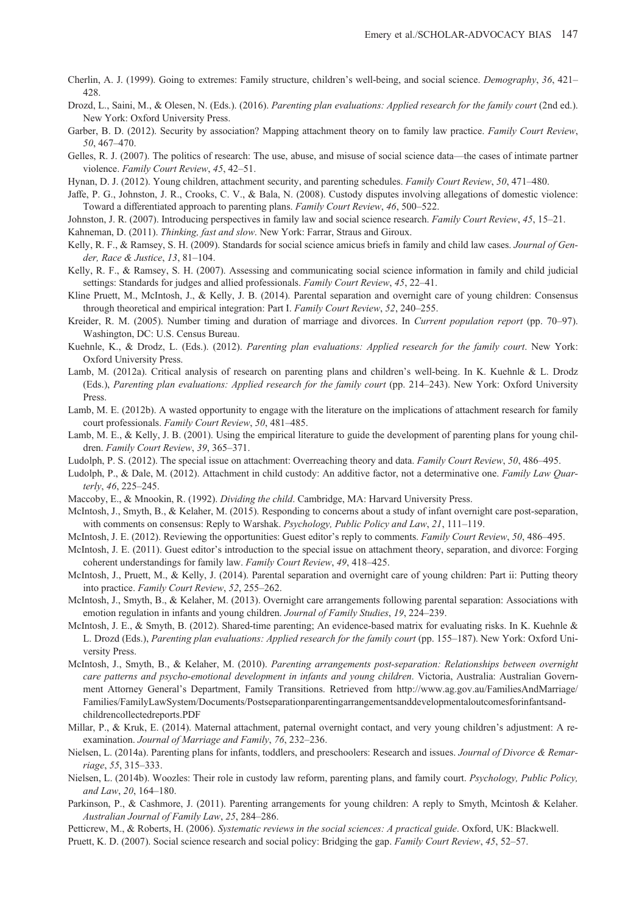Cherlin, A. J. (1999). Going to extremes: Family structure, children's well-being, and social science. *Demography*, *36*, 421–428.

Drozd, L., Saini, M., & Olesen, N. (Eds.). (2016). *Parenting plan evaluations: Applied research for the family court* (2nd ed.). New York: Oxford University Press.

Garber, B. D. (2012). Security by association? Mapping attachment theory on to family law practice. *Family Court Review*, *50*, 467–470.

Gelles, R. J. (2007). The politics of research: The use, abuse, and misuse of social science data—the cases of intimate partner violence. *Family Court Review*, *45*, 42–51.

Hynan, D. J. (2012). Young children, attachment security, and parenting schedules. *Family Court Review*, *50*, 471–480.

Jaffe, P. G., Johnston, J. R., Crooks, C. V., & Bala, N. (2008). Custody disputes involving allegations of domestic violence: Toward a differentiated approach to parenting plans. *Family Court Review*, *46*, 500–522.

Johnston, J. R. (2007). Introducing perspectives in family law and social science research. *Family Court Review*, *45*, 15–21.

Kahneman, D. (2011). *Thinking, fast and slow*. New York: Farrar, Straus and Giroux.

Kelly, R. F., & Ramsey, S. H. (2009). Standards for social science amicus briefs in family and child law cases. *Journal of Gender, Race & Justice*, *13*, 81–104.

Kelly, R. F., & Ramsey, S. H. (2007). Assessing and communicating social science information in family and child judicial settings: Standards for judges and allied professionals. *Family Court Review*, *45*, 22–41.

Kline Pruett, M., McIntosh, J., & Kelly, J. B. (2014). Parental separation and overnight care of young children: Consensus through theoretical and empirical integration: Part I. *Family Court Review*, *52*, 240–255.

Kreider, R. M. (2005). Number timing and duration of marriage and divorces. In *Current population report* (pp. 70–97). Washington, DC: U.S. Census Bureau.

Kuehnle, K., & Drodz, L. (Eds.). (2012). *Parenting plan evaluations: Applied research for the family court*. New York: Oxford University Press.

Lamb, M. (2012a). Critical analysis of research on parenting plans and children's well-being. In K. Kuehnle & L. Drodz (Eds.), *Parenting plan evaluations: Applied research for the family court* (pp. 214–243). New York: Oxford University Press.

Lamb, M. E. (2012b). A wasted opportunity to engage with the literature on the implications of attachment research for family court professionals. *Family Court Review*, *50*, 481–485.

Lamb, M. E., & Kelly, J. B. (2001). Using the empirical literature to guide the development of parenting plans for young children. *Family Court Review*, *39*, 365–371.

Ludolph, P. S. (2012). The special issue on attachment: Overreaching theory and data. *Family Court Review*, *50*, 486–495.

Ludolph, P., & Dale, M. (2012). Attachment in child custody: An additive factor, not a determinative one. *Family Law Quarterly*, *46*, 225–245.

Maccoby, E., & Mnookin, R. (1992). *Dividing the child*. Cambridge, MA: Harvard University Press.

McIntosh, J., Smyth, B., & Kelaher, M. (2015). Responding to concerns about a study of infant overnight care post-separation, with comments on consensus: Reply to Warshak. *Psychology, Public Policy and Law*, *21*, 111–119.

McIntosh, J. E. (2012). Reviewing the opportunities: Guest editor's reply to comments. *Family Court Review*, *50*, 486–495.

McIntosh, J. E. (2011). Guest editor's introduction to the special issue on attachment theory, separation, and divorce: Forging coherent understandings for family law. *Family Court Review*, *49*, 418–425.

McIntosh, J., Pruett, M., & Kelly, J. (2014). Parental separation and overnight care of young children: Part ii: Putting theory into practice. *Family Court Review*, *52*, 255–262.

McIntosh, J., Smyth, B., & Kelaher, M. (2013). Overnight care arrangements following parental separation: Associations with emotion regulation in infants and young children. *Journal of Family Studies*, *19*, 224–239.

McIntosh, J. E., & Smyth, B. (2012). Shared-time parenting; An evidence-based matrix for evaluating risks. In K. Kuehnle & L. Drozd (Eds.), *Parenting plan evaluations: Applied research for the family court* (pp. 155–187). New York: Oxford University Press.

McIntosh, J., Smyth, B., & Kelaher, M. (2010). *Parenting arrangements post-separation: Relationships between overnight care patterns and psycho-emotional development in infants and young children*. Victoria, Australia: Australian Government Attorney General's Department, Family Transitions. Retrieved from http://www.ag.gov.au/FamiliesAndMarriage/Families/FamilyLawSystem/Documents/Postseparationparentingarrangementsanddevelopmentaloutcomesforinfantsandchildrencollectedreports.PDF

Millar, P., & Kruk, E. (2014). Maternal attachment, paternal overnight contact, and very young children's adjustment: A reexamination. *Journal of Marriage and Family*, *76*, 232–236.

Nielsen, L. (2014a). Parenting plans for infants, toddlers, and preschoolers: Research and issues. *Journal of Divorce & Remarriage*, *55*, 315–333.

Nielsen, L. (2014b). Woozles: Their role in custody law reform, parenting plans, and family court. *Psychology, Public Policy, and Law*, *20*, 164–180.

Parkinson, P., & Cashmore, J. (2011). Parenting arrangements for young children: A reply to Smyth, Mcintosh & Kelaher. *Australian Journal of Family Law*, *25*, 284–286.

Petticrew, M., & Roberts, H. (2006). *Systematic reviews in the social sciences: A practical guide*. Oxford, UK: Blackwell.

Pruett, K. D. (2007). Social science research and social policy: Bridging the gap. *Family Court Review*, *45*, 52–57.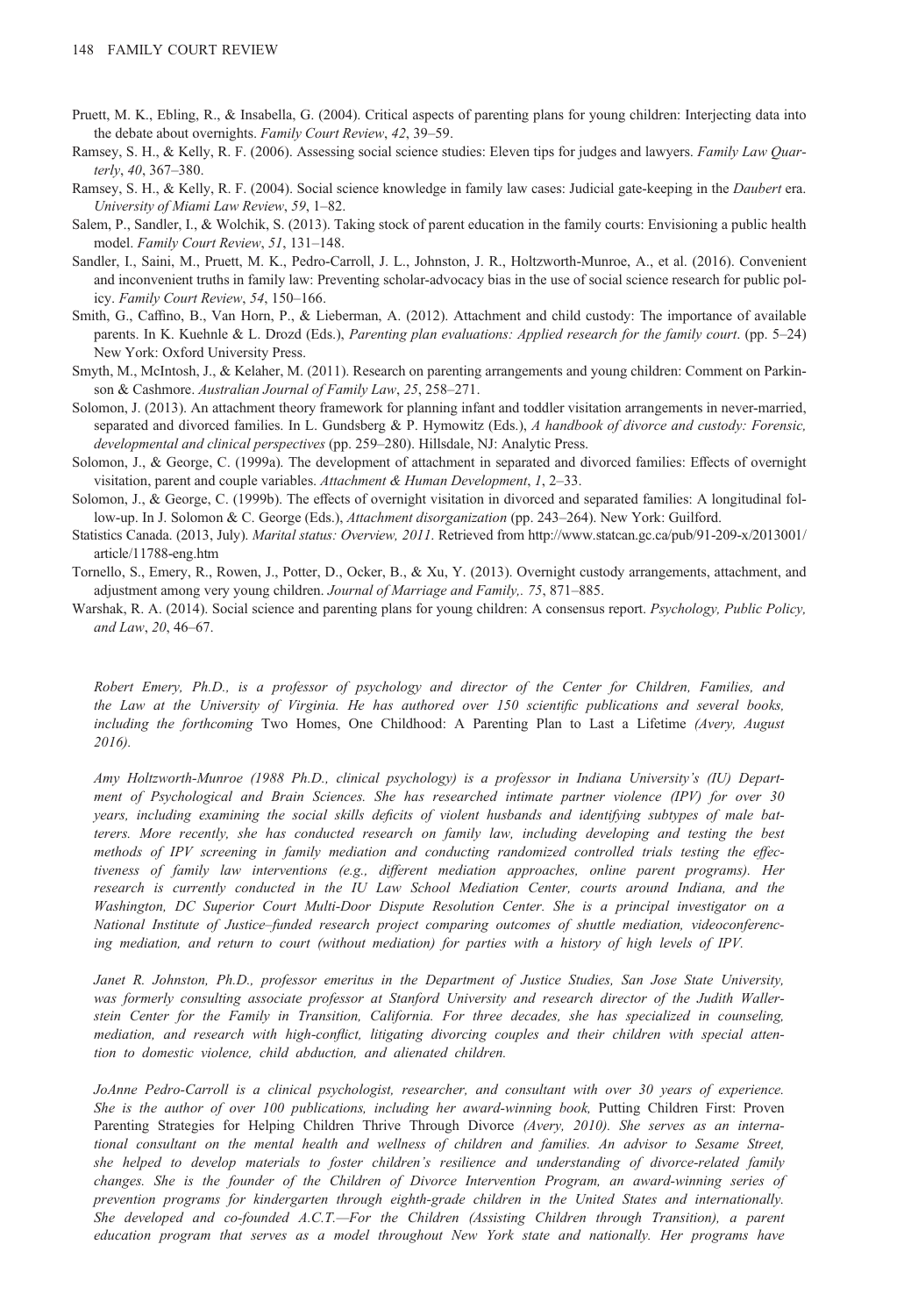Pruett, M. K., Ebling, R., & Insabella, G. (2004). Critical aspects of parenting plans for young children: Interjecting data into the debate about overnights. *Family Court Review*, *42*, 39–59.

Ramsey, S. H., & Kelly, R. F. (2006). Assessing social science studies: Eleven tips for judges and lawyers. *Family Law Quarterly*, *40*, 367–380.

Ramsey, S. H., & Kelly, R. F. (2004). Social science knowledge in family law cases: Judicial gate-keeping in the *Daubert* era. *University of Miami Law Review*, *59*, 1–82.

Salem, P., Sandler, I., & Wolchik, S. (2013). Taking stock of parent education in the family courts: Envisioning a public health model. *Family Court Review*, *51*, 131–148.

Sandler, I., Saini, M., Pruett, M. K., Pedro-Carroll, J. L., Johnston, J. R., Holtzworth-Munroe, A., et al. (2016). Convenient and inconvenient truths in family law: Preventing scholar-advocacy bias in the use of social science research for public policy. *Family Court Review*, *54*, 150–166.

Smith, G., Caffino, B., Van Horn, P., & Lieberman, A. (2012). Attachment and child custody: The importance of available parents. In K. Kuehnle & L. Drozd (Eds.), *Parenting plan evaluations: Applied research for the family court*. (pp. 5–24) New York: Oxford University Press.

Smyth, M., McIntosh, J., & Kelaher, M. (2011). Research on parenting arrangements and young children: Comment on Parkinson & Cashmore. *Australian Journal of Family Law*, *25*, 258–271.

Solomon, J. (2013). An attachment theory framework for planning infant and toddler visitation arrangements in never-married, separated and divorced families. In L. Gundsberg & P. Hymowitz (Eds.), *A handbook of divorce and custody: Forensic, developmental and clinical perspectives* (pp. 259–280). Hillsdale, NJ: Analytic Press.

Solomon, J., & George, C. (1999a). The development of attachment in separated and divorced families: Effects of overnight visitation, parent and couple variables. *Attachment & Human Development*, *1*, 2–33.

Solomon, J., & George, C. (1999b). The effects of overnight visitation in divorced and separated families: A longitudinal follow-up. In J. Solomon & C. George (Eds.), *Attachment disorganization* (pp. 243–264). New York: Guilford.

Statistics Canada. (2013, July). *Marital status: Overview, 2011*. Retrieved from http://www.statcan.gc.ca/pub/91-209-x/2013001/article/11788-eng.htm

Tornello, S., Emery, R., Rowen, J., Potter, D., Ocker, B., & Xu, Y. (2013). Overnight custody arrangements, attachment, and adjustment among very young children. *Journal of Marriage and Family,*. *75*, 871–885.

Warshak, R. A. (2014). Social science and parenting plans for young children: A consensus report. *Psychology, Public Policy, and Law*, *20*, 46–67.

*Robert Emery, Ph.D., is a professor of psychology and director of the Center for Children, Families, and the Law at the University of Virginia. He has authored over 150 scientific publications and several books, including the forthcoming* Two Homes, One Childhood: A Parenting Plan to Last a Lifetime *(Avery, August 2016).*

*Amy Holtzworth-Munroe (1988 Ph.D., clinical psychology) is a professor in Indiana University's (IU) Department of Psychological and Brain Sciences. She has researched intimate partner violence (IPV) for over 30 years, including examining the social skills deficits of violent husbands and identifying subtypes of male batterers. More recently, she has conducted research on family law, including developing and testing the best methods of IPV screening in family mediation and conducting randomized controlled trials testing the effectiveness of family law interventions (e.g., different mediation approaches, online parent programs). Her research is currently conducted in the IU Law School Mediation Center, courts around Indiana, and the Washington, DC Superior Court Multi-Door Dispute Resolution Center. She is a principal investigator on a National Institute of Justice–funded research project comparing outcomes of shuttle mediation, videoconferencing mediation, and return to court (without mediation) for parties with a history of high levels of IPV.*

*Janet R. Johnston, Ph.D., professor emeritus in the Department of Justice Studies, San Jose State University, was formerly consulting associate professor at Stanford University and research director of the Judith Wallerstein Center for the Family in Transition, California. For three decades, she has specialized in counseling, mediation, and research with high-conflict, litigating divorcing couples and their children with special attention to domestic violence, child abduction, and alienated children.*

*JoAnne Pedro-Carroll is a clinical psychologist, researcher, and consultant with over 30 years of experience. She is the author of over 100 publications, including her award-winning book,* Putting Children First: Proven Parenting Strategies for Helping Children Thrive Through Divorce *(Avery, 2010). She serves as an international consultant on the mental health and wellness of children and families. An advisor to Sesame Street, she helped to develop materials to foster children's resilience and understanding of divorce-related family changes. She is the founder of the Children of Divorce Intervention Program, an award-winning series of prevention programs for kindergarten through eighth-grade children in the United States and internationally. She developed and co-founded A.C.T.—For the Children (Assisting Children through Transition), a parent education program that serves as a model throughout New York state and nationally. Her programs have*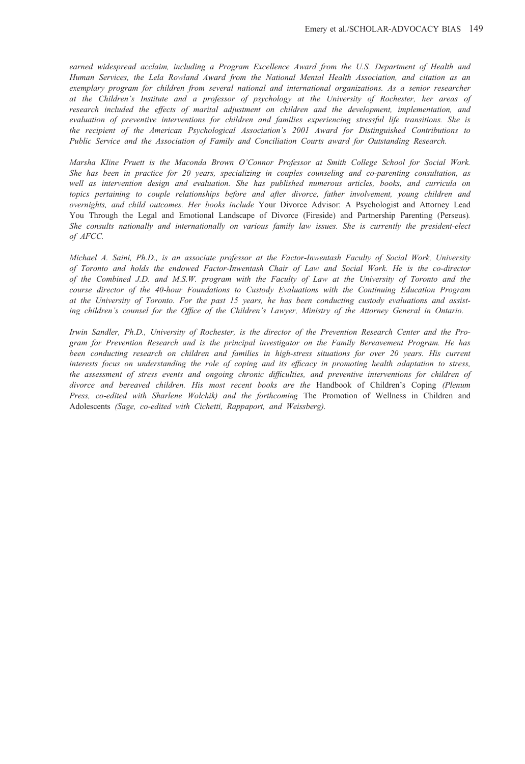*earned widespread acclaim, including a Program Excellence Award from the U.S. Department of Health and Human Services, the Lela Rowland Award from the National Mental Health Association, and citation as an exemplary program for children from several national and international organizations. As a senior researcher at the Children's Institute and a professor of psychology at the University of Rochester, her areas of research included the effects of marital adjustment on children and the development, implementation, and evaluation of preventive interventions for children and families experiencing stressful life transitions. She is the recipient of the American Psychological Association's 2001 Award for Distinguished Contributions to Public Service and the Association of Family and Conciliation Courts award for Outstanding Research.*

*Marsha Kline Pruett is the Maconda Brown O'Connor Professor at Smith College School for Social Work. She has been in practice for 20 years, specializing in couples counseling and co-parenting consultation, as well as intervention design and evaluation. She has published numerous articles, books, and curricula on topics pertaining to couple relationships before and after divorce, father involvement, young children and overnights, and child outcomes. Her books include* Your Divorce Advisor: A Psychologist and Attorney Lead You Through the Legal and Emotional Landscape of Divorce (Fireside) and Partnership Parenting (Perseus)*. She consults nationally and internationally on various family law issues. She is currently the president-elect of AFCC.*

*Michael A. Saini, Ph.D., is an associate professor at the Factor-Inwentash Faculty of Social Work, University of Toronto and holds the endowed Factor-Inwentash Chair of Law and Social Work. He is the co-director of the Combined J.D. and M.S.W. program with the Faculty of Law at the University of Toronto and the course director of the 40-hour Foundations to Custody Evaluations with the Continuing Education Program at the University of Toronto. For the past 15 years, he has been conducting custody evaluations and assisting children's counsel for the Office of the Children's Lawyer, Ministry of the Attorney General in Ontario.*

*Irwin Sandler, Ph.D., University of Rochester, is the director of the Prevention Research Center and the Program for Prevention Research and is the principal investigator on the Family Bereavement Program. He has been conducting research on children and families in high-stress situations for over 20 years. His current interests focus on understanding the role of coping and its efficacy in promoting health adaptation to stress, the assessment of stress events and ongoing chronic difficulties, and preventive interventions for children of divorce and bereaved children. His most recent books are the* Handbook of Children's Coping *(Plenum Press, co-edited with Sharlene Wolchik) and the forthcoming* The Promotion of Wellness in Children and Adolescents *(Sage, co-edited with Cichetti, Rappaport, and Weissberg).*